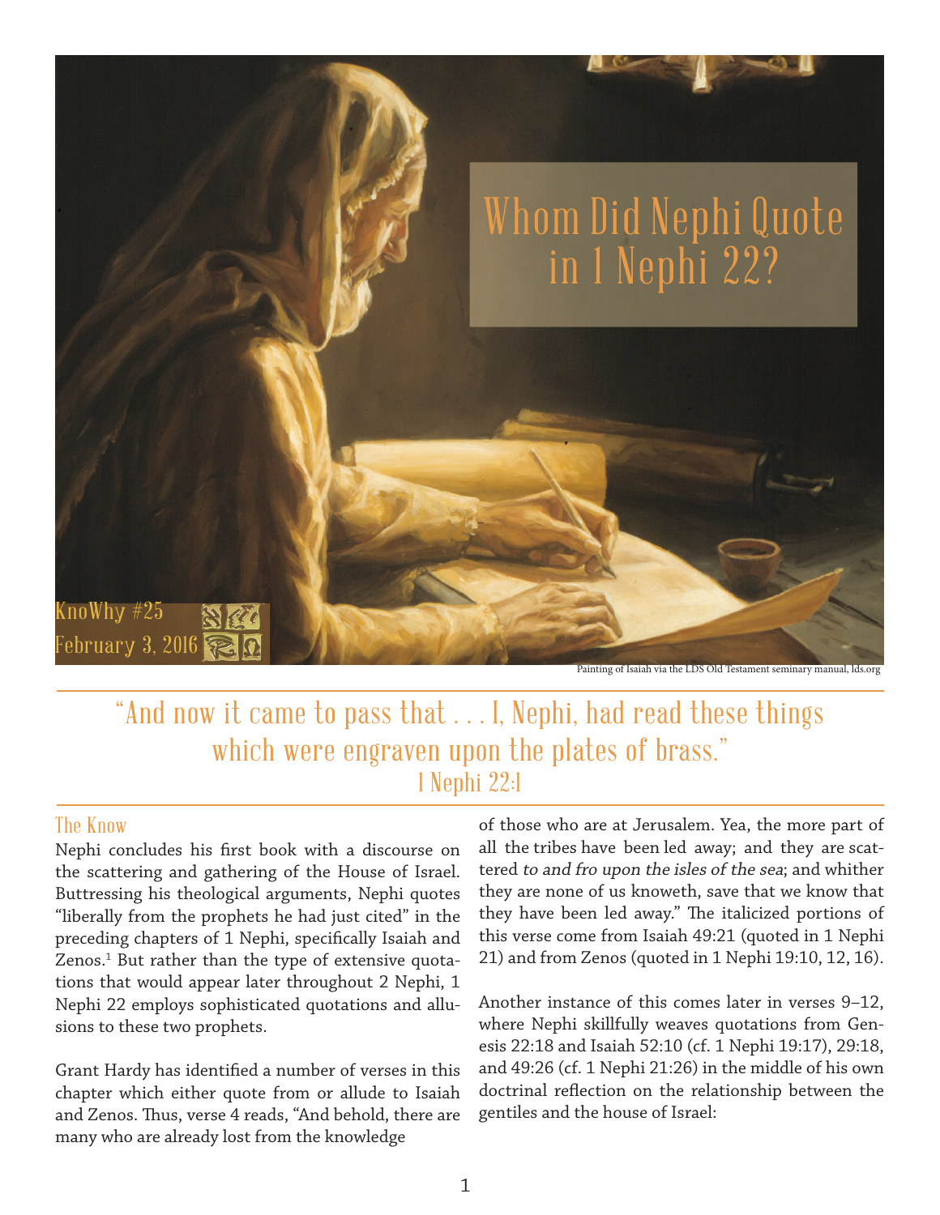# Whom Did Nephi Quote in 1 Nephi 22?

KnoWhy #25
February 3, 2016

Painting of Isaiah via the LDS Old Testament seminary manual, lds.org

"And now it came to pass that . . . I, Nephi, had read these things which were engraven upon the plates of brass."
1 Nephi 22:1

## The Know

Nephi concludes his first book with a discourse on the scattering and gathering of the House of Israel. Buttressing his theological arguments, Nephi quotes "liberally from the prophets he had just cited" in the preceding chapters of 1 Nephi, specifically Isaiah and Zenos.[1] But rather than the type of extensive quotations that would appear later throughout 2 Nephi, 1 Nephi 22 employs sophisticated quotations and allusions to these two prophets.

Grant Hardy has identified a number of verses in this chapter which either quote from or allude to Isaiah and Zenos. Thus, verse 4 reads, "And behold, there are many who are already lost from the knowledge of those who are at Jerusalem. Yea, the more part of all the tribes have been led away; and they are scattered *to and fro upon the isles of the sea*; and whither they are none of us knoweth, save that we know that they have been led away." The italicized portions of this verse come from Isaiah 49:21 (quoted in 1 Nephi 21) and from Zenos (quoted in 1 Nephi 19:10, 12, 16).

Another instance of this comes later in verses 9–12, where Nephi skillfully weaves quotations from Genesis 22:18 and Isaiah 52:10 (cf. 1 Nephi 19:17), 29:18, and 49:26 (cf. 1 Nephi 21:26) in the middle of his own doctrinal reflection on the relationship between the gentiles and the house of Israel: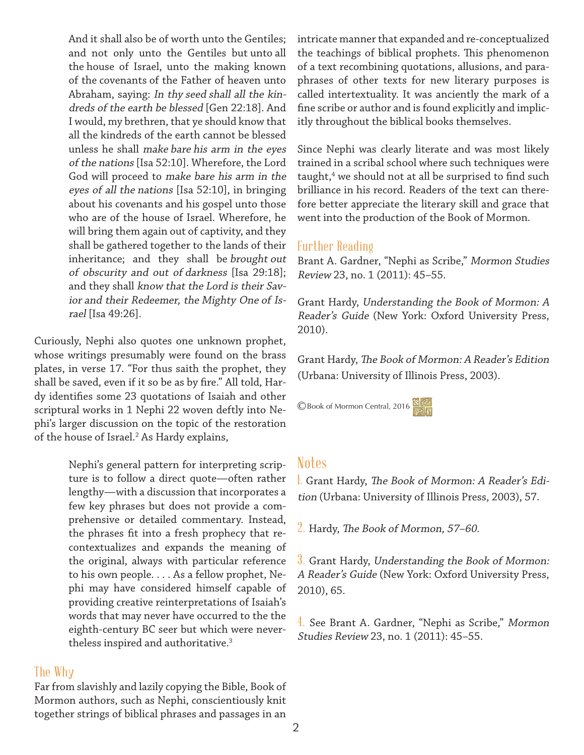> And it shall also be of worth unto the Gentiles; and not only unto the Gentiles but unto all the house of Israel, unto the making known of the covenants of the Father of heaven unto Abraham, saying: *In thy seed shall all the kindreds of the earth be blessed* [Gen 22:18]. And I would, my brethren, that ye should know that all the kindreds of the earth cannot be blessed unless he shall *make bare his arm in the eyes of the nations* [Isa 52:10]. Wherefore, the Lord God will proceed to *make bare his arm in the eyes of all the nations* [Isa 52:10], in bringing about his covenants and his gospel unto those who are of the house of Israel. Wherefore, he will bring them again out of captivity, and they shall be gathered together to the lands of their inheritance; and they shall be *brought out of obscurity and out of darkness* [Isa 29:18]; and they shall *know that the Lord is their Savior and their Redeemer, the Mighty One of Israel* [Isa 49:26].

Curiously, Nephi also quotes one unknown prophet, whose writings presumably were found on the brass plates, in verse 17. "For thus saith the prophet, they shall be saved, even if it so be as by fire." All told, Hardy identifies some 23 quotations of Isaiah and other scriptural works in 1 Nephi 22 woven deftly into Nephi's larger discussion on the topic of the restoration of the house of Israel.[2] As Hardy explains,

> Nephi's general pattern for interpreting scripture is to follow a direct quote—often rather lengthy—with a discussion that incorporates a few key phrases but does not provide a comprehensive or detailed commentary. Instead, the phrases fit into a fresh prophecy that recontextualizes and expands the meaning of the original, always with particular reference to his own people. . . . As a fellow prophet, Nephi may have considered himself capable of providing creative reinterpretations of Isaiah's words that may never have occurred to the the eighth-century BC seer but which were nevertheless inspired and authoritative.[3]

## The Why

Far from slavishly and lazily copying the Bible, Book of Mormon authors, such as Nephi, conscientiously knit together strings of biblical phrases and passages in an intricate manner that expanded and re-conceptualized the teachings of biblical prophets. This phenomenon of a text recombining quotations, allusions, and paraphrases of other texts for new literary purposes is called intertextuality. It was anciently the mark of a fine scribe or author and is found explicitly and implicitly throughout the biblical books themselves.

Since Nephi was clearly literate and was most likely trained in a scribal school where such techniques were taught,[4] we should not at all be surprised to find such brilliance in his record. Readers of the text can therefore better appreciate the literary skill and grace that went into the production of the Book of Mormon.

## Further Reading

Brant A. Gardner, "Nephi as Scribe," *Mormon Studies Review* 23, no. 1 (2011): 45–55.

Grant Hardy, *Understanding the Book of Mormon: A Reader's Guide* (New York: Oxford University Press, 2010).

Grant Hardy, *The Book of Mormon: A Reader's Edition* (Urbana: University of Illinois Press, 2003).

©Book of Mormon Central, 2016

## Notes

1. Grant Hardy, *The Book of Mormon: A Reader's Edition* (Urbana: University of Illinois Press, 2003), 57.

2. Hardy, *The Book of Mormon, 57–60.*

3. Grant Hardy, *Understanding the Book of Mormon: A Reader's Guide* (New York: Oxford University Press, 2010), 65.

4. See Brant A. Gardner, "Nephi as Scribe," *Mormon Studies Review* 23, no. 1 (2011): 45–55.